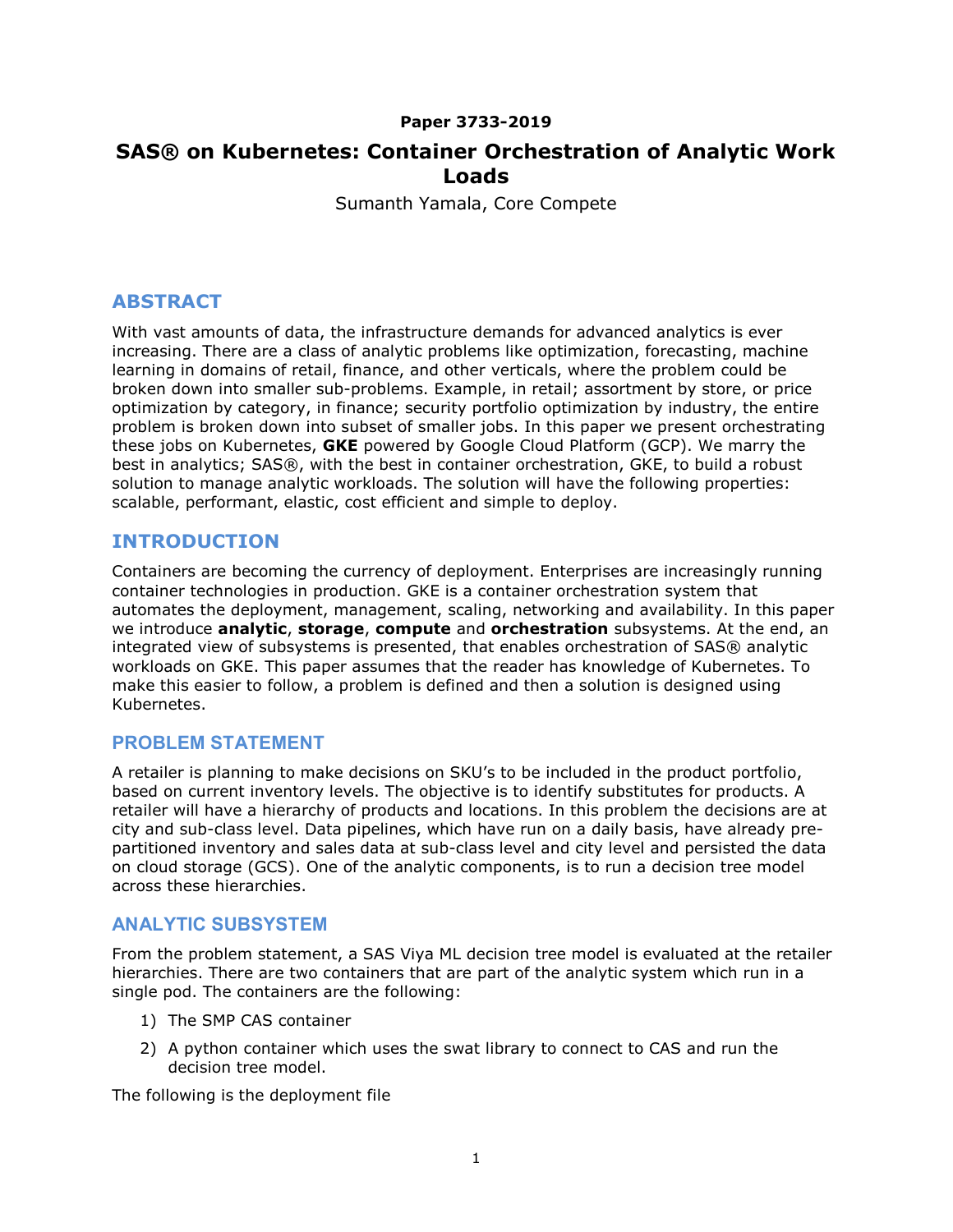**Paper 3733-2019**

# SAS® on Kubernetes: Container Orchestration of Analytic Work Loads

Sumanth Yamala, Core Compete

## ABSTRACT

With vast amounts of data, the infrastructure demands for advanced analytics is ever increasing. There are a class of analytic problems like optimization, forecasting, machine learning in domains of retail, finance, and other verticals, where the problem could be broken down into smaller sub-problems. Example, in retail; assortment by store, or price optimization by category, in finance; security portfolio optimization by industry, the entire problem is broken down into subset of smaller jobs. In this paper we present orchestrating these jobs on Kubernetes, **GKE** powered by Google Cloud Platform (GCP). We marry the best in analytics; SAS®, with the best in container orchestration, GKE, to build a robust solution to manage analytic workloads. The solution will have the following properties: scalable, performant, elastic, cost efficient and simple to deploy.

## INTRODUCTION

Containers are becoming the currency of deployment. Enterprises are increasingly running container technologies in production. GKE is a container orchestration system that automates the deployment, management, scaling, networking and availability. In this paper we introduce **analytic**, **storage**, **compute** and **orchestration** subsystems. At the end, an integrated view of subsystems is presented, that enables orchestration of SAS® analytic workloads on GKE. This paper assumes that the reader has knowledge of Kubernetes. To make this easier to follow, a problem is defined and then a solution is designed using Kubernetes.

### PROBLEM STATEMENT

A retailer is planning to make decisions on SKU's to be included in the product portfolio, based on current inventory levels. The objective is to identify substitutes for products. A retailer will have a hierarchy of products and locations. In this problem the decisions are at city and sub-class level. Data pipelines, which have run on a daily basis, have already pre-partitioned inventory and sales data at sub-class level and city level and persisted the data on cloud storage (GCS). One of the analytic components, is to run a decision tree model across these hierarchies.

### ANALYTIC SUBSYSTEM

From the problem statement, a SAS Viya ML decision tree model is evaluated at the retailer hierarchies. There are two containers that are part of the analytic system which run in a single pod. The containers are the following:

1) The SMP CAS container
2) A python container which uses the swat library to connect to CAS and run the decision tree model.

The following is the deployment file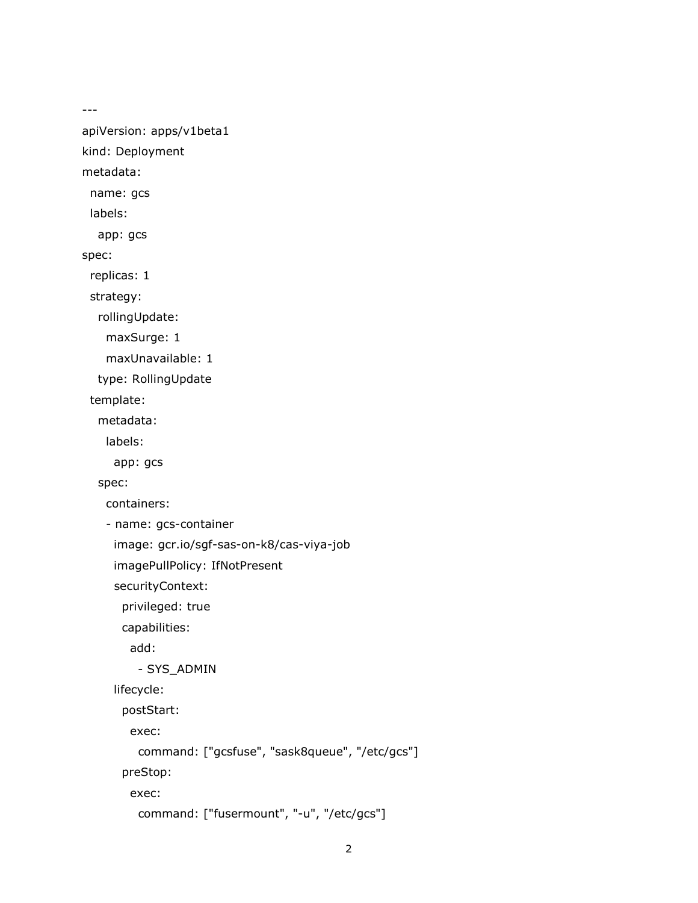```
---
apiVersion: apps/v1beta1
kind: Deployment
metadata:
  name: gcs
  labels:
    app: gcs
spec:
  replicas: 1
  strategy:
    rollingUpdate:
      maxSurge: 1
      maxUnavailable: 1
    type: RollingUpdate
  template:
    metadata:
      labels:
        app: gcs
    spec:
      containers:
      - name: gcs-container
        image: gcr.io/sgf-sas-on-k8/cas-viya-job
        imagePullPolicy: IfNotPresent
        securityContext:
          privileged: true
          capabilities:
            add:
              - SYS_ADMIN
        lifecycle:
          postStart:
            exec:
              command: ["gcsfuse", "sask8queue", "/etc/gcs"]
          preStop:
            exec:
              command: ["fusermount", "-u", "/etc/gcs"]
```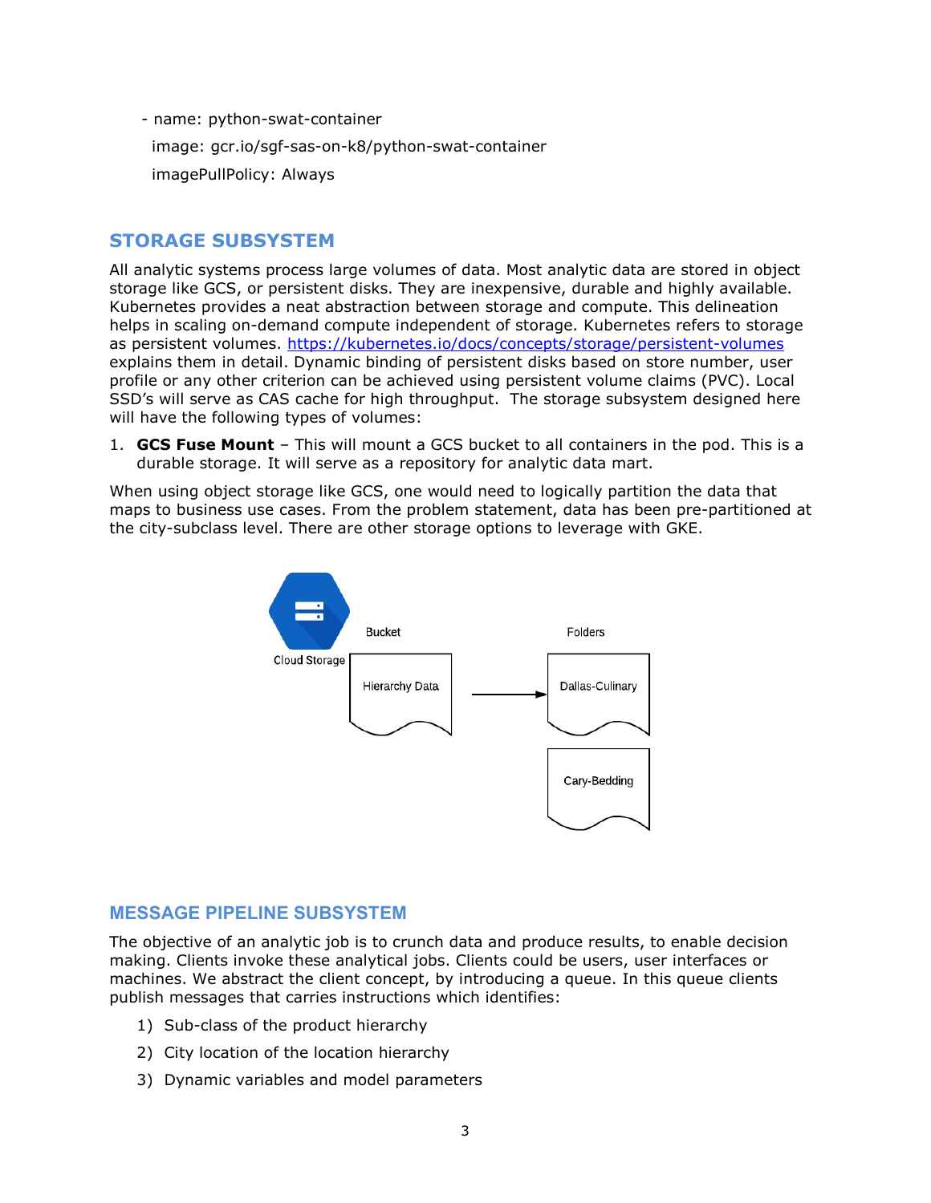```
- name: python-swat-container
  image: gcr.io/sgf-sas-on-k8/python-swat-container
  imagePullPolicy: Always
```

## STORAGE SUBSYSTEM

All analytic systems process large volumes of data. Most analytic data are stored in object storage like GCS, or persistent disks. They are inexpensive, durable and highly available. Kubernetes provides a neat abstraction between storage and compute. This delineation helps in scaling on-demand compute independent of storage. Kubernetes refers to storage as persistent volumes. https://kubernetes.io/docs/concepts/storage/persistent-volumes explains them in detail. Dynamic binding of persistent disks based on store number, user profile or any other criterion can be achieved using persistent volume claims (PVC). Local SSD's will serve as CAS cache for high throughput. The storage subsystem designed here will have the following types of volumes:

1. **GCS Fuse Mount** – This will mount a GCS bucket to all containers in the pod. This is a durable storage. It will serve as a repository for analytic data mart.

When using object storage like GCS, one would need to logically partition the data that maps to business use cases. From the problem statement, data has been pre-partitioned at the city-subclass level. There are other storage options to leverage with GKE.

Cloud Storage

Bucket: Hierarchy Data → Folders: Dallas-Culinary, Cary-Bedding

## MESSAGE PIPELINE SUBSYSTEM

The objective of an analytic job is to crunch data and produce results, to enable decision making. Clients invoke these analytical jobs. Clients could be users, user interfaces or machines. We abstract the client concept, by introducing a queue. In this queue clients publish messages that carries instructions which identifies:

1) Sub-class of the product hierarchy
2) City location of the location hierarchy
3) Dynamic variables and model parameters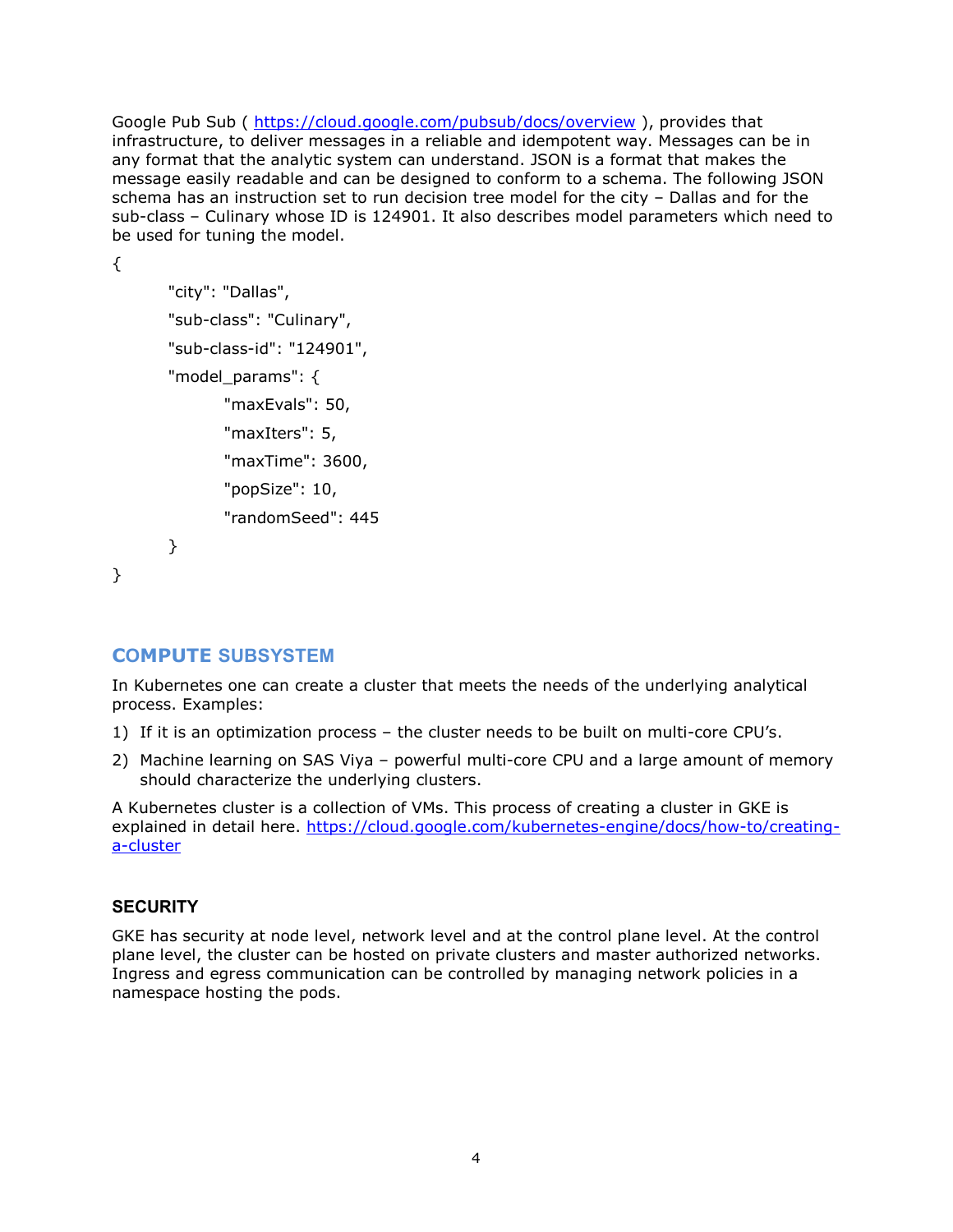Google Pub Sub ( https://cloud.google.com/pubsub/docs/overview ), provides that infrastructure, to deliver messages in a reliable and idempotent way. Messages can be in any format that the analytic system can understand. JSON is a format that makes the message easily readable and can be designed to conform to a schema. The following JSON schema has an instruction set to run decision tree model for the city – Dallas and for the sub-class – Culinary whose ID is 124901. It also describes model parameters which need to be used for tuning the model.

```
{
        "city": "Dallas",
        "sub-class": "Culinary",
        "sub-class-id": "124901",
        "model_params": {
                "maxEvals": 50,
                "maxIters": 5,
                "maxTime": 3600,
                "popSize": 10,
                "randomSeed": 445
        }
}
```

## COMPUTE SUBSYSTEM

In Kubernetes one can create a cluster that meets the needs of the underlying analytical process. Examples:

1) If it is an optimization process – the cluster needs to be built on multi-core CPU's.
2) Machine learning on SAS Viya – powerful multi-core CPU and a large amount of memory should characterize the underlying clusters.

A Kubernetes cluster is a collection of VMs. This process of creating a cluster in GKE is explained in detail here. https://cloud.google.com/kubernetes-engine/docs/how-to/creating-a-cluster

### SECURITY

GKE has security at node level, network level and at the control plane level. At the control plane level, the cluster can be hosted on private clusters and master authorized networks. Ingress and egress communication can be controlled by managing network policies in a namespace hosting the pods.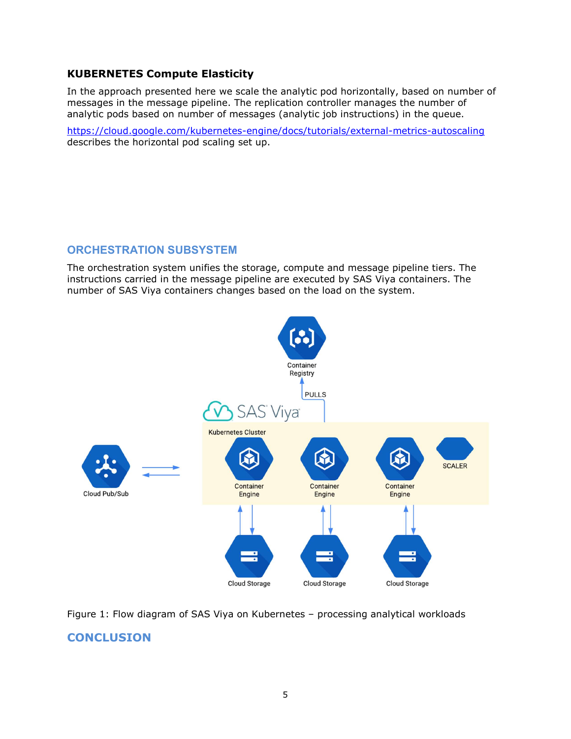**KUBERNETES Compute Elasticity**

In the approach presented here we scale the analytic pod horizontally, based on number of messages in the message pipeline. The replication controller manages the number of analytic pods based on number of messages (analytic job instructions) in the queue.

[https://cloud.google.com/kubernetes-engine/docs/tutorials/external-metrics-autoscaling](https://cloud.google.com/kubernetes-engine/docs/tutorials/external-metrics-autoscaling) describes the horizontal pod scaling set up.

## ORCHESTRATION SUBSYSTEM

The orchestration system unifies the storage, compute and message pipeline tiers. The instructions carried in the message pipeline are executed by SAS Viya containers. The number of SAS Viya containers changes based on the load on the system.

Figure 1: Flow diagram of SAS Viya on Kubernetes – processing analytical workloads

## CONCLUSION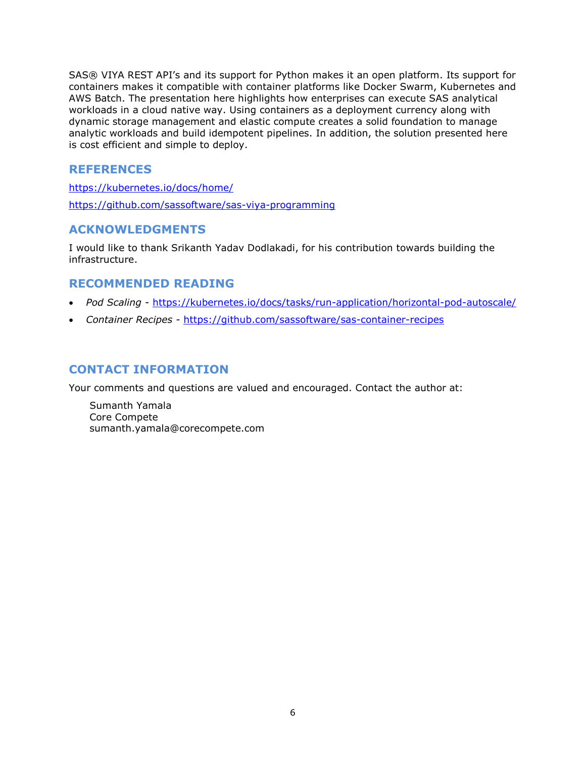SAS® VIYA REST API's and its support for Python makes it an open platform. Its support for containers makes it compatible with container platforms like Docker Swarm, Kubernetes and AWS Batch. The presentation here highlights how enterprises can execute SAS analytical workloads in a cloud native way. Using containers as a deployment currency along with dynamic storage management and elastic compute creates a solid foundation to manage analytic workloads and build idempotent pipelines. In addition, the solution presented here is cost efficient and simple to deploy.

## REFERENCES

https://kubernetes.io/docs/home/

https://github.com/sassoftware/sas-viya-programming

## ACKNOWLEDGMENTS

I would like to thank Srikanth Yadav Dodlakadi, for his contribution towards building the infrastructure.

## RECOMMENDED READING

- *Pod Scaling* - https://kubernetes.io/docs/tasks/run-application/horizontal-pod-autoscale/
- *Container Recipes* - https://github.com/sassoftware/sas-container-recipes

## CONTACT INFORMATION

Your comments and questions are valued and encouraged. Contact the author at:

Sumanth Yamala
Core Compete
sumanth.yamala@corecompete.com